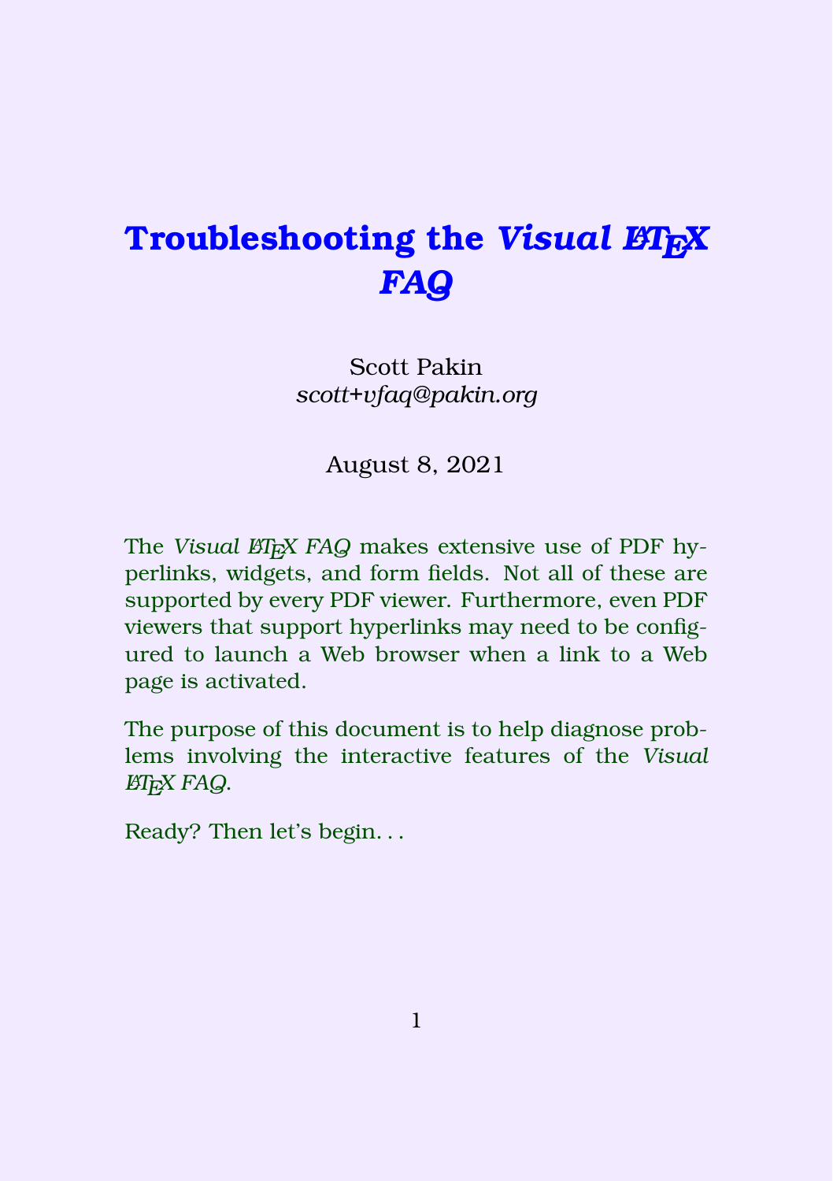# Troubleshooting the *Visual LaTeX FAQ*

Scott Pakin
*scott+vfaq@pakin.org*

August 8, 2021

The *Visual LaTeX FAQ* makes extensive use of PDF hyperlinks, widgets, and form fields. Not all of these are supported by every PDF viewer. Furthermore, even PDF viewers that support hyperlinks may need to be configured to launch a Web browser when a link to a Web page is activated.

The purpose of this document is to help diagnose problems involving the interactive features of the *Visual LaTeX FAQ*.

Ready? Then let's begin...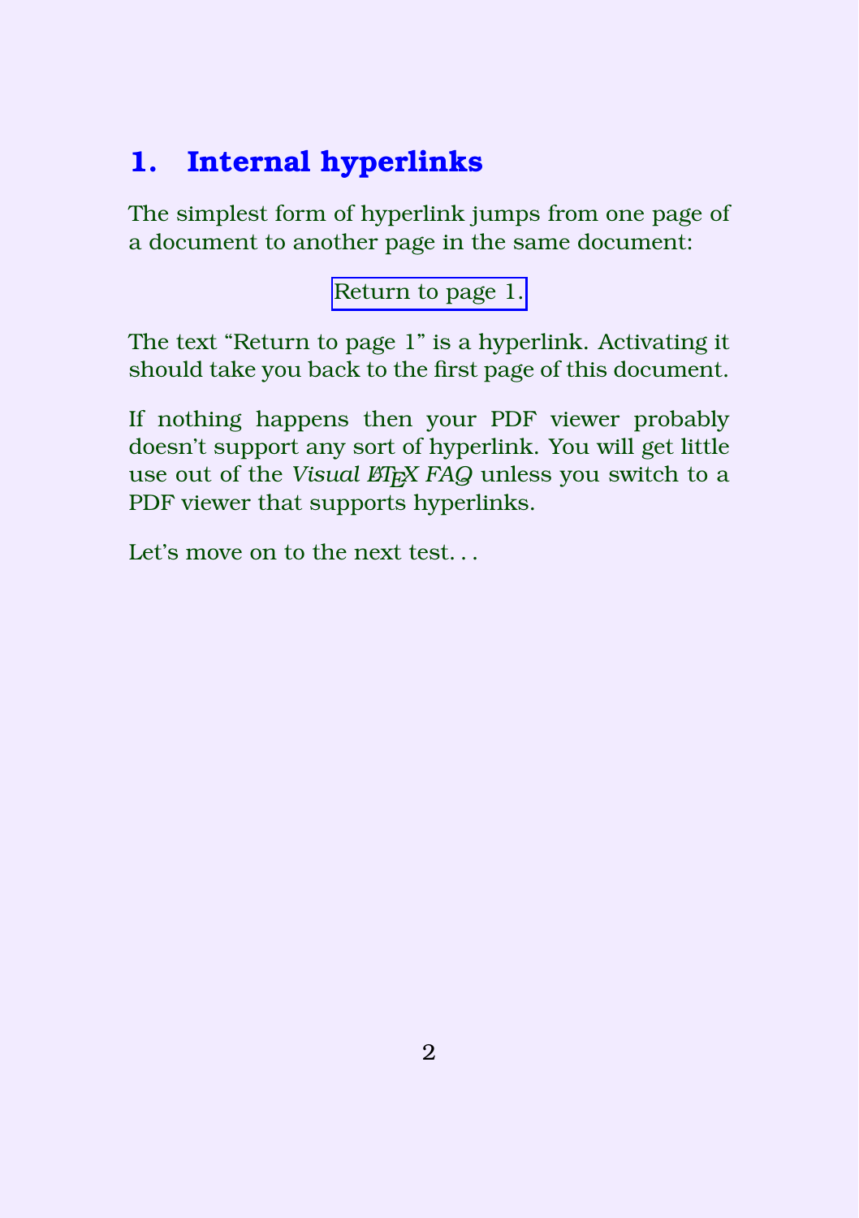# 1. Internal hyperlinks

The simplest form of hyperlink jumps from one page of a document to another page in the same document:

Return to page 1.

The text “Return to page 1” is a hyperlink. Activating it should take you back to the first page of this document.

If nothing happens then your PDF viewer probably doesn’t support any sort of hyperlink. You will get little use out of the *Visual LaTeX FAQ* unless you switch to a PDF viewer that supports hyperlinks.

Let’s move on to the next test...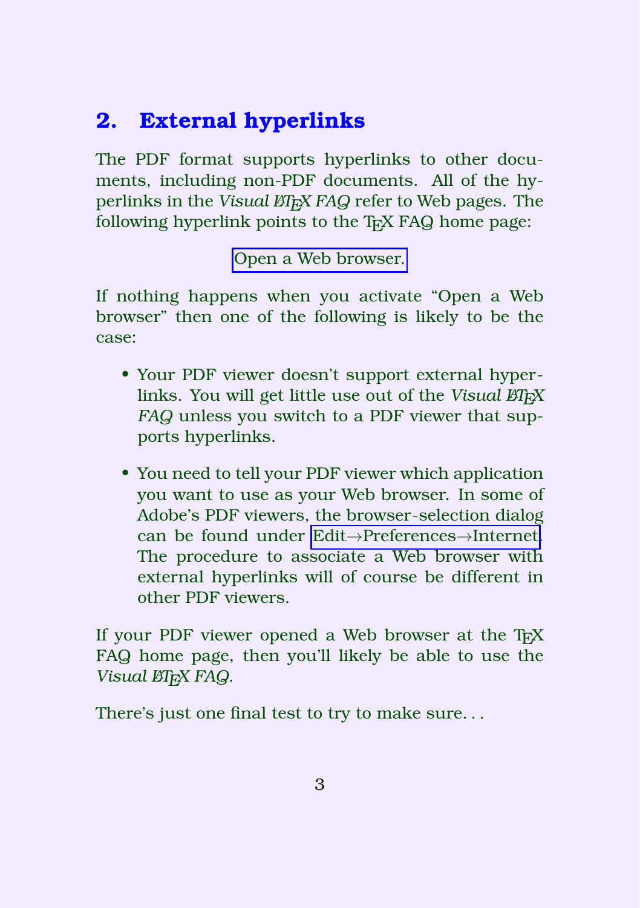## 2. External hyperlinks

The PDF format supports hyperlinks to other documents, including non-PDF documents. All of the hyperlinks in the *Visual LaTeX FAQ* refer to Web pages. The following hyperlink points to the TeX FAQ home page:

Open a Web browser.

If nothing happens when you activate “Open a Web browser” then one of the following is likely to be the case:

- Your PDF viewer doesn’t support external hyperlinks. You will get little use out of the *Visual LaTeX FAQ* unless you switch to a PDF viewer that supports hyperlinks.
- You need to tell your PDF viewer which application you want to use as your Web browser. In some of Adobe’s PDF viewers, the browser-selection dialog can be found under Edit→Preferences→Internet. The procedure to associate a Web browser with external hyperlinks will of course be different in other PDF viewers.

If your PDF viewer opened a Web browser at the TeX FAQ home page, then you’ll likely be able to use the *Visual LaTeX FAQ*.

There’s just one final test to try to make sure. . .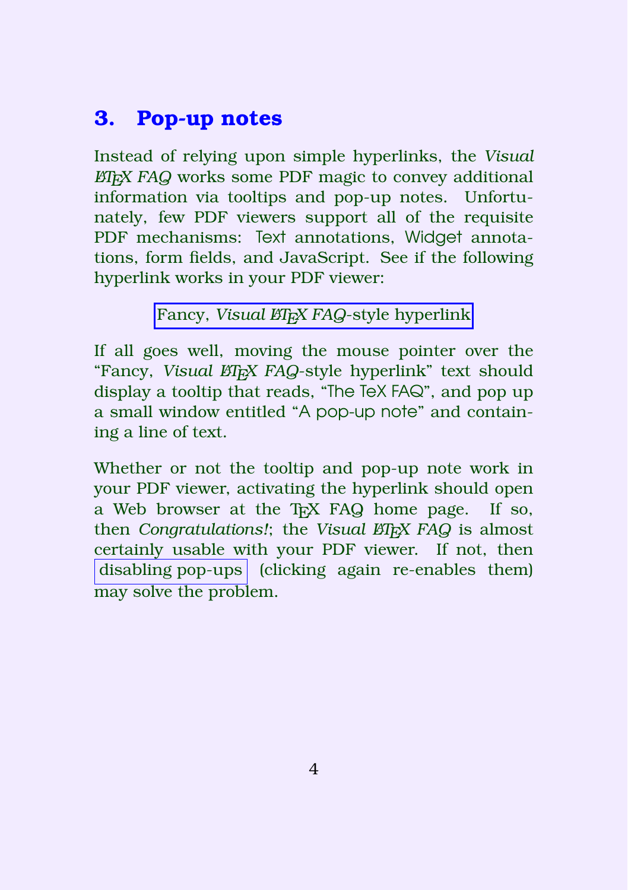## 3. Pop-up notes

Instead of relying upon simple hyperlinks, the *Visual LaTeX FAQ* works some PDF magic to convey additional information via tooltips and pop-up notes. Unfortunately, few PDF viewers support all of the requisite PDF mechanisms: Text annotations, Widget annotations, form fields, and JavaScript. See if the following hyperlink works in your PDF viewer:

Fancy, *Visual LaTeX FAQ*-style hyperlink

If all goes well, moving the mouse pointer over the "Fancy, *Visual LaTeX FAQ*-style hyperlink" text should display a tooltip that reads, "The TeX FAQ", and pop up a small window entitled "A pop-up note" and containing a line of text.

Whether or not the tooltip and pop-up note work in your PDF viewer, activating the hyperlink should open a Web browser at the TeX FAQ home page. If so, then *Congratulations!*; the *Visual LaTeX FAQ* is almost certainly usable with your PDF viewer. If not, then disabling pop-ups (clicking again re-enables them) may solve the problem.